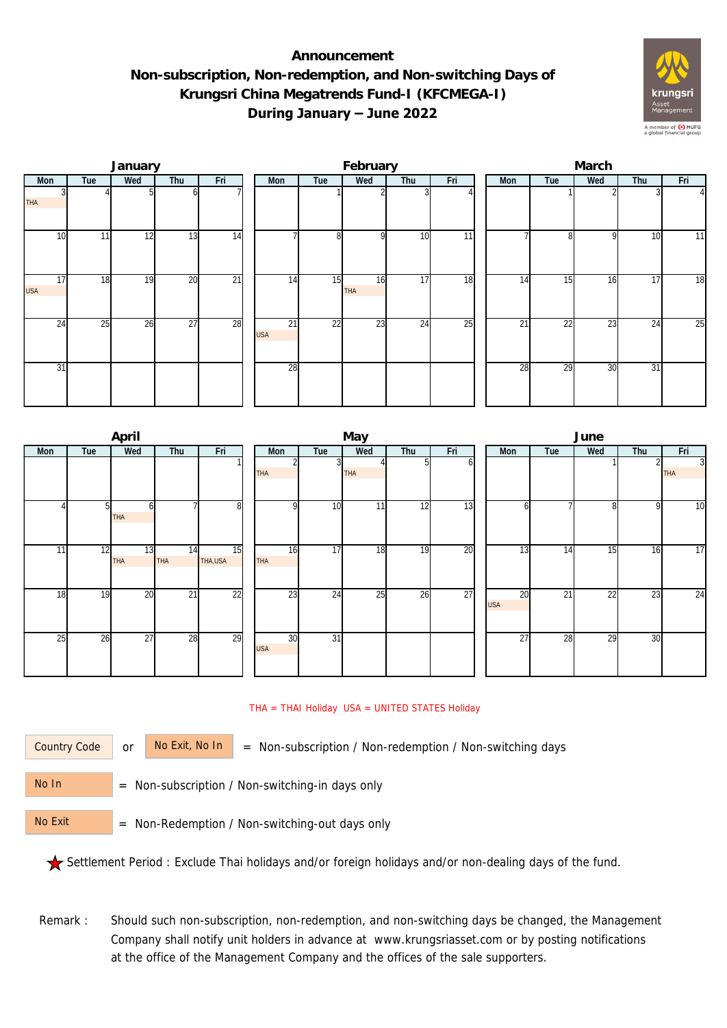# Announcement
# Non-subscription, Non-redemption, and Non-switching Days of Krungsri China Megatrends Fund-I (KFCMEGA-I)
# During January – June 2022

### January

| Mon | Tue | Wed | Thu | Fri |
|---|---|---|---|---|
| 3 THA | 4 | 5 | 6 | 7 |
| 10 | 11 | 12 | 13 | 14 |
| 17 USA | 18 | 19 | 20 | 21 |
| 24 | 25 | 26 | 27 | 28 |
| 31 | | | | |

### February

| Mon | Tue | Wed | Thu | Fri |
|---|---|---|---|---|
| | 1 | 2 | 3 | 4 |
| 7 | 8 | 9 | 10 | 11 |
| 14 | 15 | 16 THA | 17 | 18 |
| 21 USA | 22 | 23 | 24 | 25 |
| 28 | | | | |

### March

| Mon | Tue | Wed | Thu | Fri |
|---|---|---|---|---|
| | 1 | 2 | 3 | 4 |
| 7 | 8 | 9 | 10 | 11 |
| 14 | 15 | 16 | 17 | 18 |
| 21 | 22 | 23 | 24 | 25 |
| 28 | 29 | 30 | 31 | |

### April

| Mon | Tue | Wed | Thu | Fri |
|---|---|---|---|---|
| | | | | 1 |
| 4 | 5 | 6 THA | 7 | 8 |
| 11 | 12 | 13 THA | 14 THA | 15 THA,USA |
| 18 | 19 | 20 | 21 | 22 |
| 25 | 26 | 27 | 28 | 29 |

### May

| Mon | Tue | Wed | Thu | Fri |
|---|---|---|---|---|
| 2 THA | 3 | 4 THA | 5 | 6 |
| 9 | 10 | 11 | 12 | 13 |
| 16 THA | 17 | 18 | 19 | 20 |
| 23 | 24 | 25 | 26 | 27 |
| 30 USA | 31 | | | |

### June

| Mon | Tue | Wed | Thu | Fri |
|---|---|---|---|---|
| | | 1 | 2 | 3 THA |
| 6 | 7 | 8 | 9 | 10 |
| 13 | 14 | 15 | 16 | 17 |
| 20 USA | 21 | 22 | 23 | 24 |
| 27 | 28 | 29 | 30 | |

THA = THAI Holiday USA = UNITED STATES Holiday

Country Code or No Exit, No In = Non-subscription / Non-redemption / Non-switching days

No In = Non-subscription / Non-switching-in days only

No Exit = Non-Redemption / Non-switching-out days only

★ Settlement Period : Exclude Thai holidays and/or foreign holidays and/or non-dealing days of the fund.

Remark : Should such non-subscription, non-redemption, and non-switching days be changed, the Management Company shall notify unit holders in advance at www.krungsriasset.com or by posting notifications at the office of the Management Company and the offices of the sale supporters.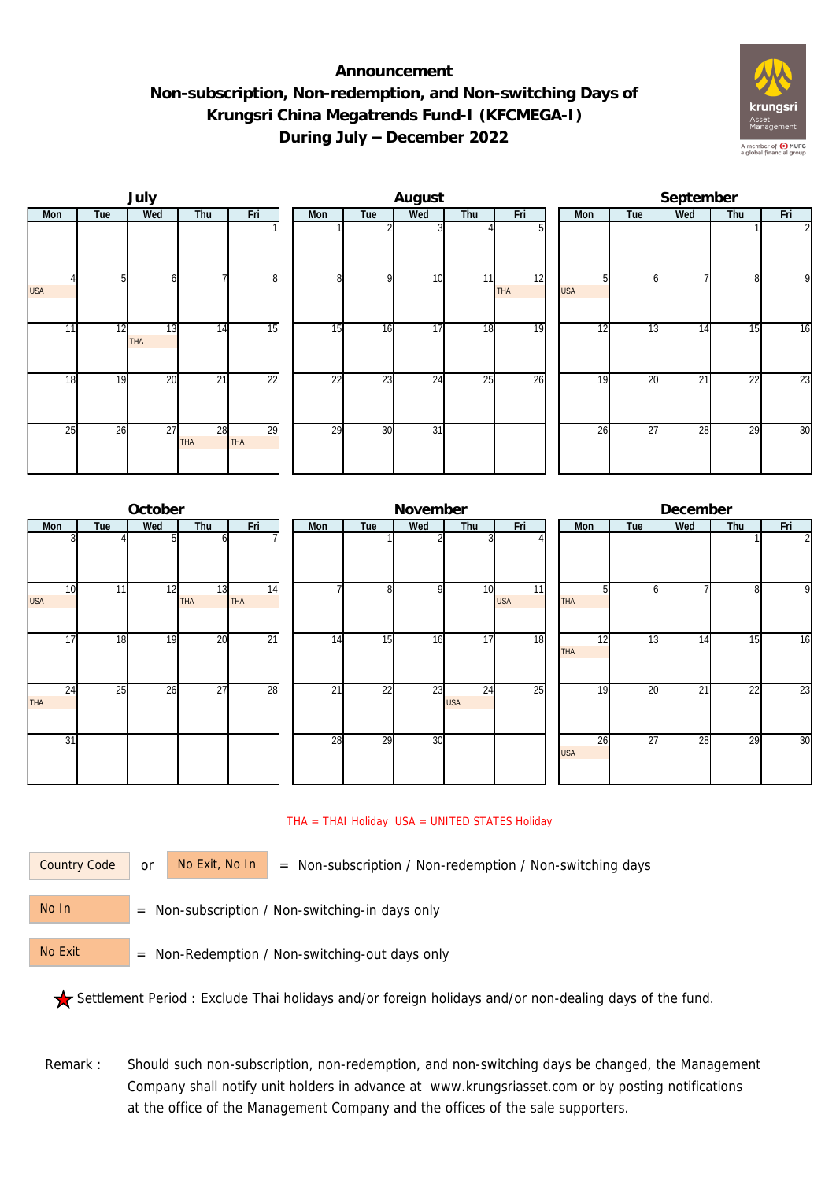# Announcement

## Non-subscription, Non-redemption, and Non-switching Days of Krungsri China Megatrends Fund-I (KFCMEGA-I) During July – December 2022

### July

| Mon | Tue | Wed | Thu | Fri |
|---|---|---|---|---|
| | | | | 1 |
| 4 USA | 5 | 6 | 7 | 8 |
| 11 | 12 | 13 THA | 14 | 15 |
| 18 | 19 | 20 | 21 | 22 |
| 25 | 26 | 27 | 28 THA | 29 THA |

### August

| Mon | Tue | Wed | Thu | Fri |
|---|---|---|---|---|
| 1 | 2 | 3 | 4 | 5 |
| 8 | 9 | 10 | 11 | 12 THA |
| 15 | 16 | 17 | 18 | 19 |
| 22 | 23 | 24 | 25 | 26 |
| 29 | 30 | 31 | | |

### September

| Mon | Tue | Wed | Thu | Fri |
|---|---|---|---|---|
| | | | 1 | 2 |
| 5 USA | 6 | 7 | 8 | 9 |
| 12 | 13 | 14 | 15 | 16 |
| 19 | 20 | 21 | 22 | 23 |
| 26 | 27 | 28 | 29 | 30 |

### October

| Mon | Tue | Wed | Thu | Fri |
|---|---|---|---|---|
| 3 | 4 | 5 | 6 | 7 |
| 10 USA | 11 | 12 | 13 THA | 14 THA |
| 17 | 18 | 19 | 20 | 21 |
| 24 THA | 25 | 26 | 27 | 28 |
| 31 | | | | |

### November

| Mon | Tue | Wed | Thu | Fri |
|---|---|---|---|---|
| | 1 | 2 | 3 | 4 |
| 7 | 8 | 9 | 10 | 11 USA |
| 14 | 15 | 16 | 17 | 18 |
| 21 | 22 | 23 | 24 USA | 25 |
| 28 | 29 | 30 | | |

### December

| Mon | Tue | Wed | Thu | Fri |
|---|---|---|---|---|
| | | | 1 | 2 |
| 5 THA | 6 | 7 | 8 | 9 |
| 12 THA | 13 | 14 | 15 | 16 |
| 19 | 20 | 21 | 22 | 23 |
| 26 USA | 27 | 28 | 29 | 30 |

THA = THAI Holiday USA = UNITED STATES Holiday

Country Code or No Exit, No In = Non-subscription / Non-redemption / Non-switching days

No In = Non-subscription / Non-switching-in days only

No Exit = Non-Redemption / Non-switching-out days only

★ Settlement Period : Exclude Thai holidays and/or foreign holidays and/or non-dealing days of the fund.

Remark : Should such non-subscription, non-redemption, and non-switching days be changed, the Management Company shall notify unit holders in advance at www.krungsriasset.com or by posting notifications at the office of the Management Company and the offices of the sale supporters.